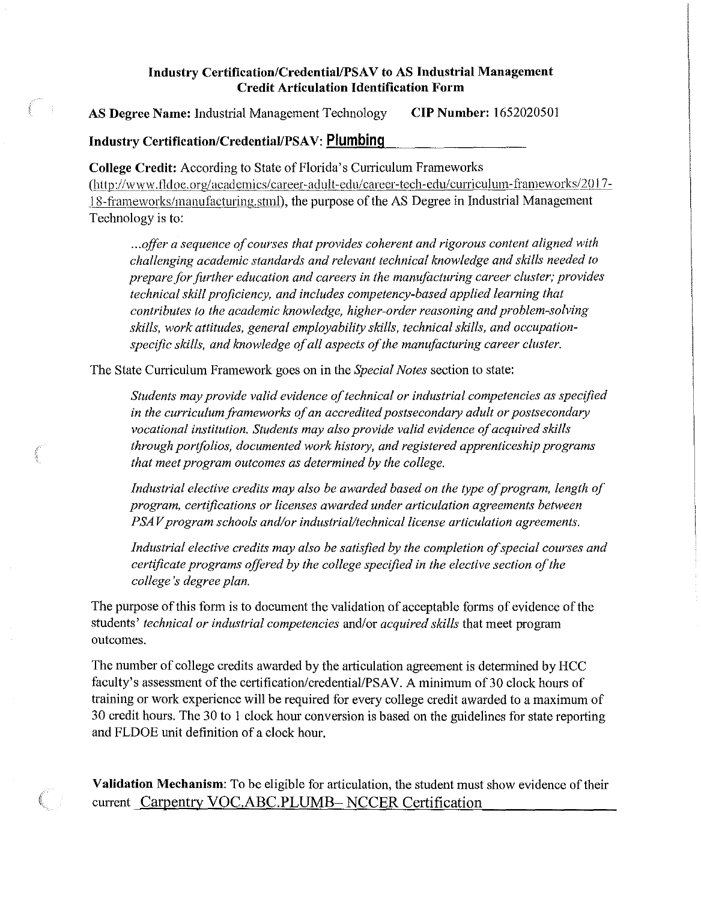**Industry Certification/Credential/PSAV to AS Industrial Management Credit Articulation Identification Form**

**AS Degree Name:** Industrial Management Technology **CIP Number:** 1652020501

**Industry Certification/Credential/PSAV: Plumbing**

**College Credit:** According to State of Florida's Curriculum Frameworks (http://www.fldoe.org/academics/career-adult-edu/career-tech-edu/curriculum-frameworks/2017-18-frameworks/manufacturing.stml), the purpose of the AS Degree in Industrial Management Technology is to:

> *...offer a sequence of courses that provides coherent and rigorous content aligned with challenging academic standards and relevant technical knowledge and skills needed to prepare for further education and careers in the manufacturing career cluster; provides technical skill proficiency, and includes competency-based applied learning that contributes to the academic knowledge, higher-order reasoning and problem-solving skills, work attitudes, general employability skills, technical skills, and occupation-specific skills, and knowledge of all aspects of the manufacturing career cluster.*

The State Curriculum Framework goes on in the *Special Notes* section to state:

> *Students may provide valid evidence of technical or industrial competencies as specified in the curriculum frameworks of an accredited postsecondary adult or postsecondary vocational institution. Students may also provide valid evidence of acquired skills through portfolios, documented work history, and registered apprenticeship programs that meet program outcomes as determined by the college.*
>
> *Industrial elective credits may also be awarded based on the type of program, length of program, certifications or licenses awarded under articulation agreements between PSAV program schools and/or industrial/technical license articulation agreements.*
>
> *Industrial elective credits may also be satisfied by the completion of special courses and certificate programs offered by the college specified in the elective section of the college's degree plan.*

The purpose of this form is to document the validation of acceptable forms of evidence of the students' *technical or industrial competencies* and/or *acquired skills* that meet program outcomes.

The number of college credits awarded by the articulation agreement is determined by HCC faculty's assessment of the certification/credential/PSAV. A minimum of 30 clock hours of training or work experience will be required for every college credit awarded to a maximum of 30 credit hours. The 30 to 1 clock hour conversion is based on the guidelines for state reporting and FLDOE unit definition of a clock hour.

**Validation Mechanism**: To be eligible for articulation, the student must show evidence of their current Carpentry VOC.ABC.PLUMB– NCCER Certification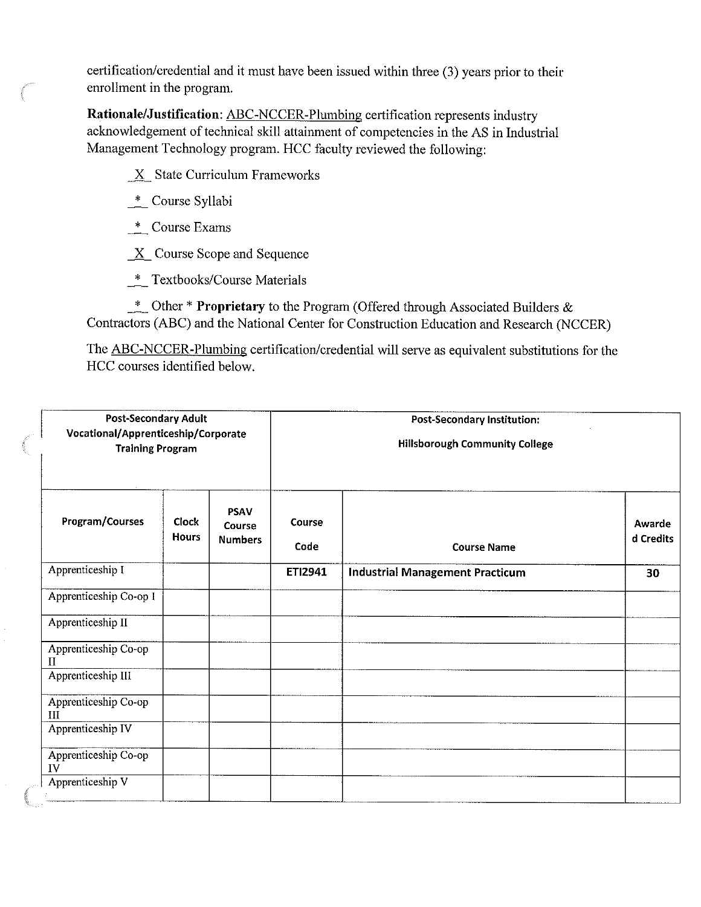certification/credential and it must have been issued within three (3) years prior to their enrollment in the program.

**Rationale/Justification**: ABC-NCCER-Plumbing certification represents industry acknowledgement of technical skill attainment of competencies in the AS in Industrial Management Technology program. HCC faculty reviewed the following:

_X_ State Curriculum Frameworks

_*_ Course Syllabi

_*_ Course Exams

_X_ Course Scope and Sequence

_*_ Textbooks/Course Materials

_*_ Other * **Proprietary** to the Program (Offered through Associated Builders & Contractors (ABC) and the National Center for Construction Education and Research (NCCER)

The ABC-NCCER-Plumbing certification/credential will serve as equivalent substitutions for the HCC courses identified below.

| **Post-Secondary Adult Vocational/Apprenticeship/Corporate Training Program** | | | **Post-Secondary Institution: Hillsborough Community College** | | |
|---|---|---|---|---|---|
| **Program/Courses** | **Clock Hours** | **PSAV Course Numbers** | **Course Code** | **Course Name** | **Awarded Credits** |
| Apprenticeship I | | | **ETI2941** | **Industrial Management Practicum** | **30** |
| Apprenticeship Co-op I | | | | | |
| Apprenticeship II | | | | | |
| Apprenticeship Co-op II | | | | | |
| Apprenticeship III | | | | | |
| Apprenticeship Co-op III | | | | | |
| Apprenticeship IV | | | | | |
| Apprenticeship Co-op IV | | | | | |
| Apprenticeship V | | | | | |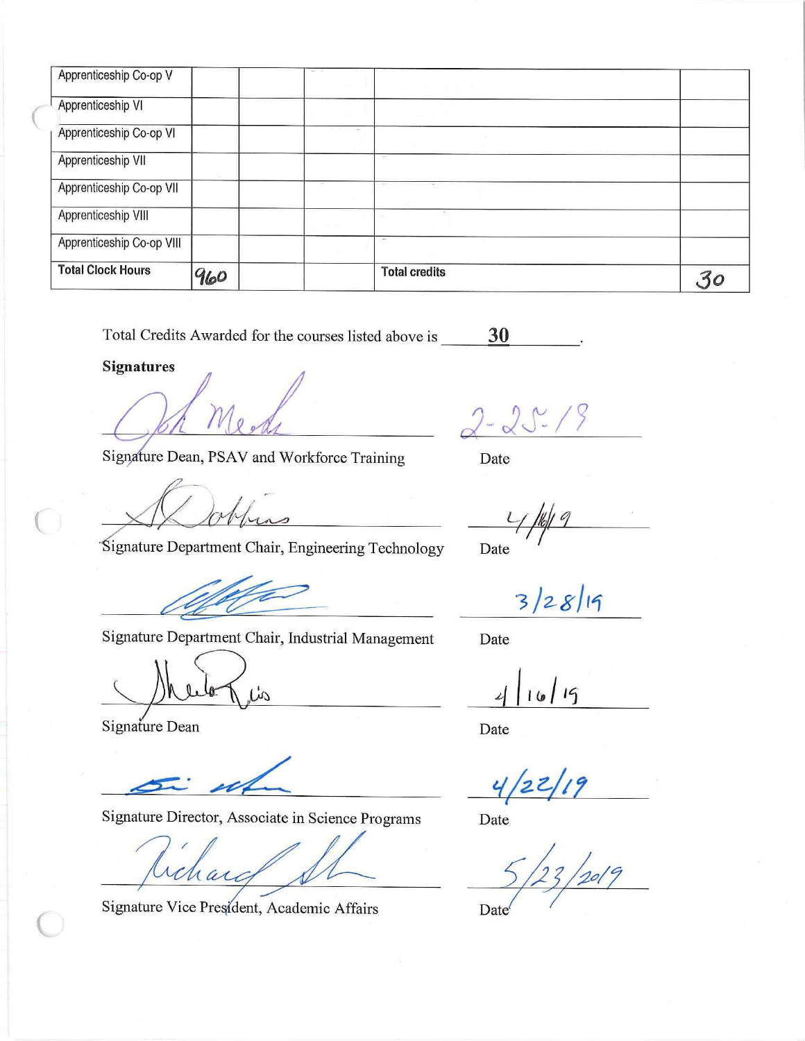| | | | | | |
|---|---|---|---|---|---|
| Apprenticeship Co-op V | | | | | |
| Apprenticeship VI | | | | | |
| Apprenticeship Co-op VI | | | | | |
| Apprenticeship VII | | | | | |
| Apprenticeship Co-op VII | | | | | |
| Apprenticeship VIII | | | | | |
| Apprenticeship Co-op VIII | | | | | |
| **Total Clock Hours** | 960 | | | **Total credits** | 30 |

Total Credits Awarded for the courses listed above is **30**.

**Signatures**

Signature Dean, PSAV and Workforce Training — Date: 2-25-19

Signature Department Chair, Engineering Technology — Date: 4/16/19

Signature Department Chair, Industrial Management — Date: 3/28/19

Signature Dean — Date: 4/16/19

Signature Director, Associate in Science Programs — Date: 4/22/19

Signature Vice President, Academic Affairs — Date: 5/23/2019